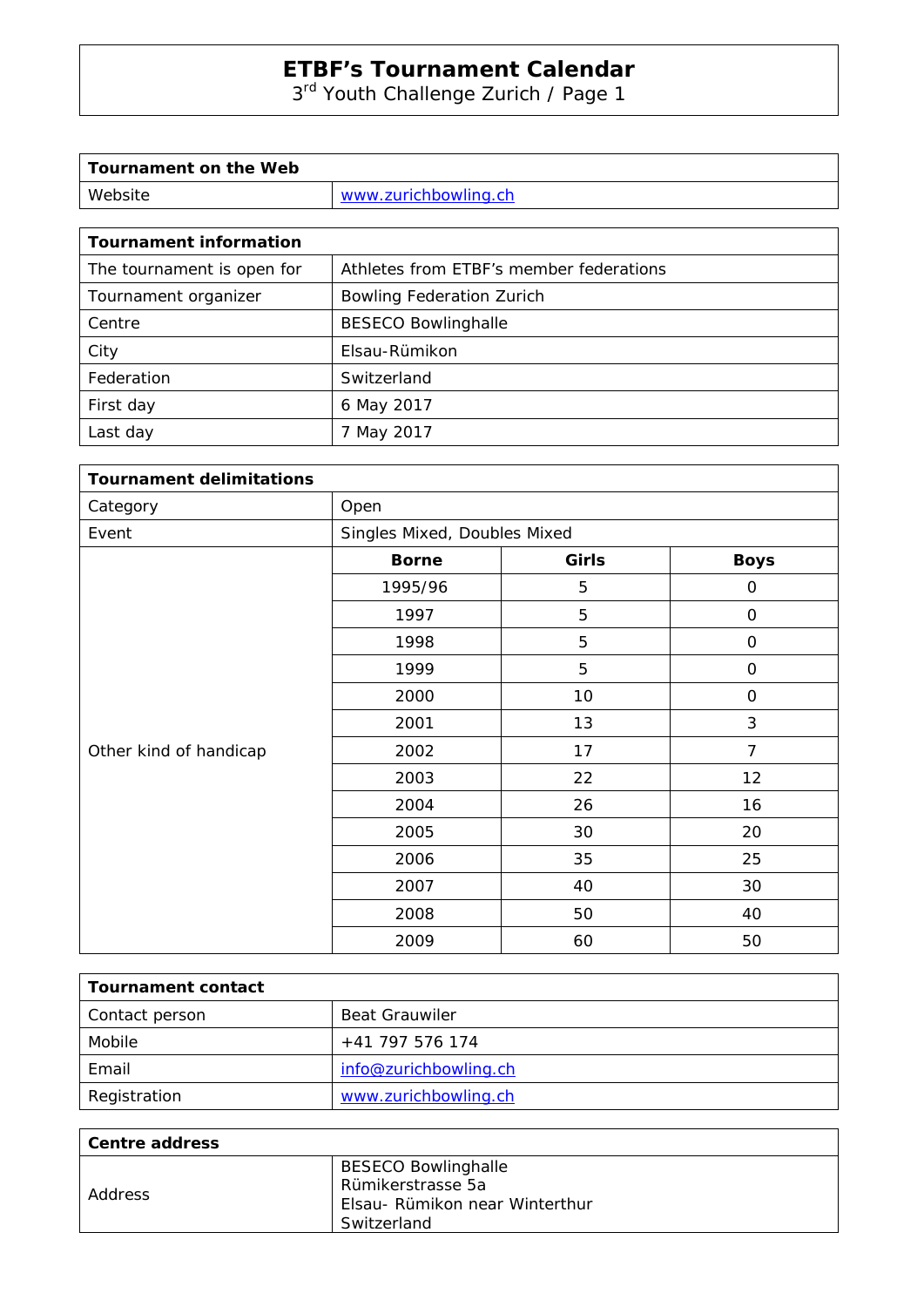# ETBF's Tournament Calendar

3rd Youth Challenge Zurich / Page 1

| Tournament on the Web | |
|---|---|
| Website | www.zurichbowling.ch |

| Tournament information | |
|---|---|
| The tournament is open for | Athletes from ETBF's member federations |
| Tournament organizer | Bowling Federation Zurich |
| Centre | BESECO Bowlinghalle |
| City | Elsau-Rümikon |
| Federation | Switzerland |
| First day | 6 May 2017 |
| Last day | 7 May 2017 |

| Tournament delimitations | | | |
|---|---|---|---|
| Category | Open | | |
| Event | Singles Mixed, Doubles Mixed | | |
| Other kind of handicap | **Borne** | **Girls** | **Boys** |
| | 1995/96 | 5 | 0 |
| | 1997 | 5 | 0 |
| | 1998 | 5 | 0 |
| | 1999 | 5 | 0 |
| | 2000 | 10 | 0 |
| | 2001 | 13 | 3 |
| | 2002 | 17 | 7 |
| | 2003 | 22 | 12 |
| | 2004 | 26 | 16 |
| | 2005 | 30 | 20 |
| | 2006 | 35 | 25 |
| | 2007 | 40 | 30 |
| | 2008 | 50 | 40 |
| | 2009 | 60 | 50 |

| Tournament contact | |
|---|---|
| Contact person | Beat Grauwiler |
| Mobile | +41 797 576 174 |
| Email | info@zurichbowling.ch |
| Registration | www.zurichbowling.ch |

| Centre address | |
|---|---|
| Address | BESECO Bowlinghalle<br>Rümikerstrasse 5a<br>Elsau- Rümikon near Winterthur<br>Switzerland |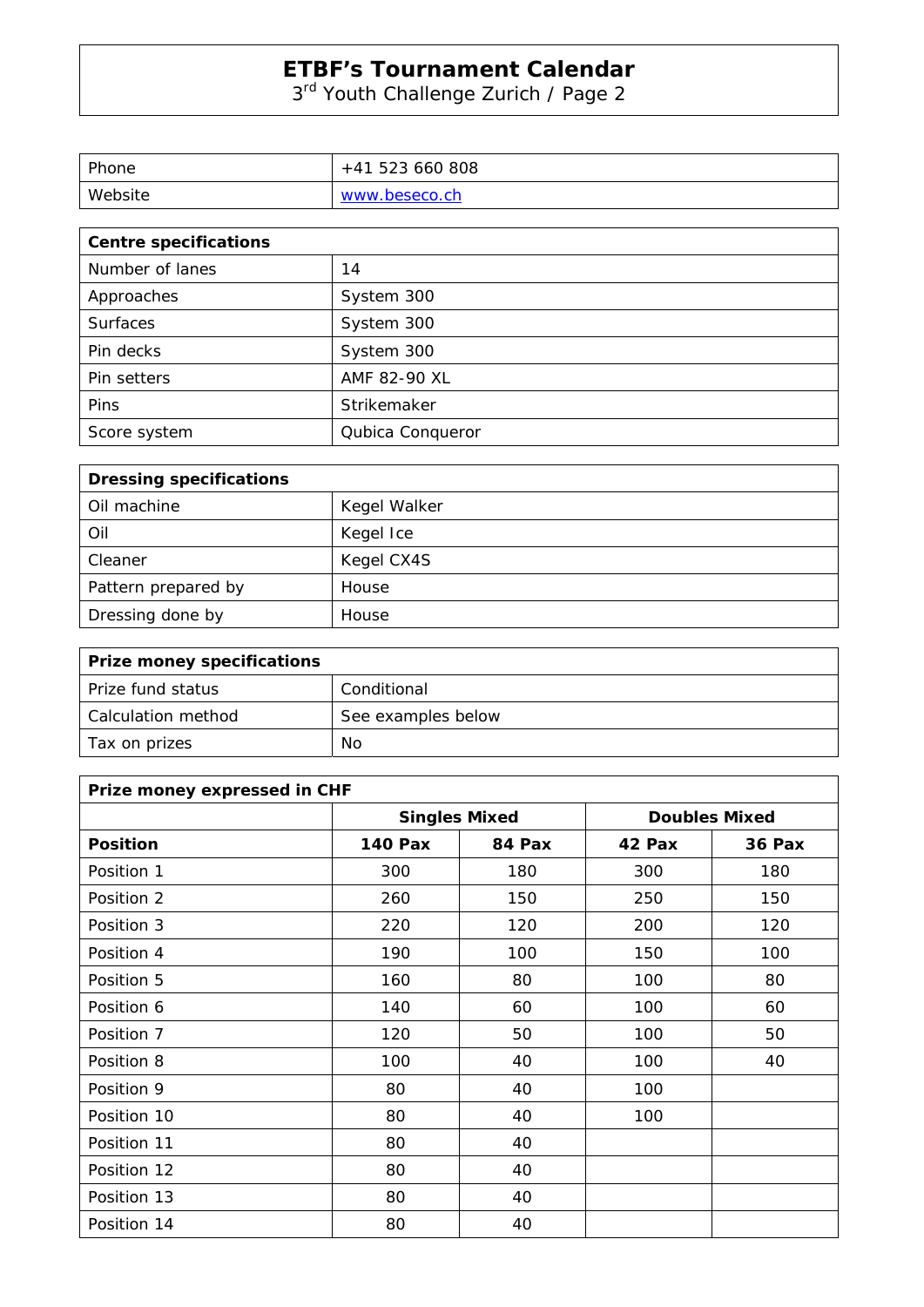| Phone | +41 523 660 808 |
|---|---|
| Website | www.beseco.ch |

| Centre specifications | |
|---|---|
| Number of lanes | 14 |
| Approaches | System 300 |
| Surfaces | System 300 |
| Pin decks | System 300 |
| Pin setters | AMF 82-90 XL |
| Pins | Strikemaker |
| Score system | Qubica Conqueror |

| Dressing specifications | |
|---|---|
| Oil machine | Kegel Walker |
| Oil | Kegel Ice |
| Cleaner | Kegel CX4S |
| Pattern prepared by | House |
| Dressing done by | House |

| Prize money specifications | |
|---|---|
| Prize fund status | Conditional |
| Calculation method | See examples below |
| Tax on prizes | No |

| Prize money expressed in CHF | | | | |
|---|---|---|---|---|
| | Singles Mixed | | Doubles Mixed | |
| **Position** | **140 Pax** | **84 Pax** | **42 Pax** | **36 Pax** |
| Position 1 | 300 | 180 | 300 | 180 |
| Position 2 | 260 | 150 | 250 | 150 |
| Position 3 | 220 | 120 | 200 | 120 |
| Position 4 | 190 | 100 | 150 | 100 |
| Position 5 | 160 | 80 | 100 | 80 |
| Position 6 | 140 | 60 | 100 | 60 |
| Position 7 | 120 | 50 | 100 | 50 |
| Position 8 | 100 | 40 | 100 | 40 |
| Position 9 | 80 | 40 | 100 | |
| Position 10 | 80 | 40 | 100 | |
| Position 11 | 80 | 40 | | |
| Position 12 | 80 | 40 | | |
| Position 13 | 80 | 40 | | |
| Position 14 | 80 | 40 | | |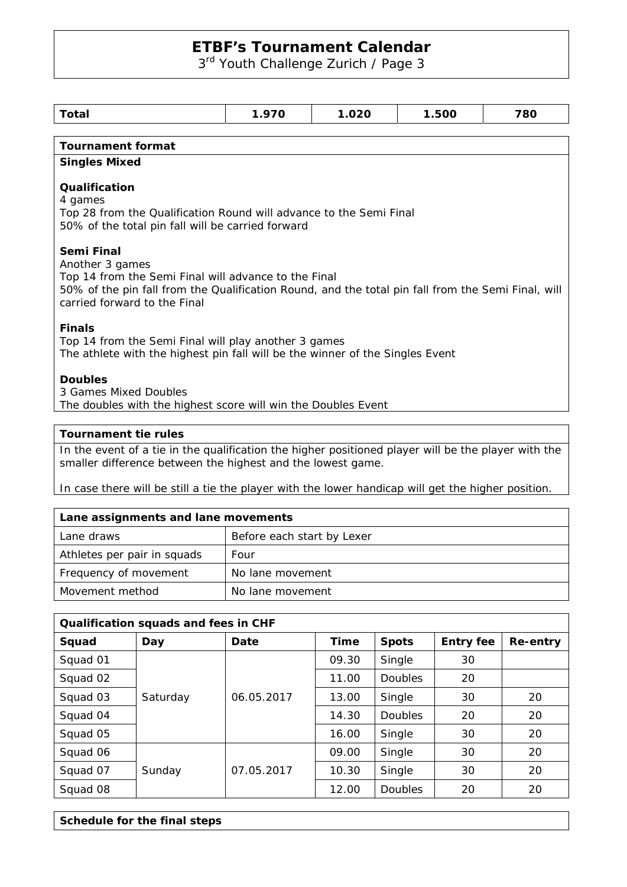| Total | 1.970 | 1.020 | 1.500 | 780 |
|---|---|---|---|---|

## Tournament format

**Singles Mixed**

**Qualification**
4 games
Top 28 from the Qualification Round will advance to the Semi Final
50% of the total pin fall will be carried forward

**Semi Final**
Another 3 games
Top 14 from the Semi Final will advance to the Final
50% of the pin fall from the Qualification Round, and the total pin fall from the Semi Final, will carried forward to the Final

**Finals**
Top 14 from the Semi Final will play another 3 games
The athlete with the highest pin fall will be the winner of the Singles Event

**Doubles**
3 Games Mixed Doubles
The doubles with the highest score will win the Doubles Event

## Tournament tie rules

In the event of a tie in the qualification the higher positioned player will be the player with the smaller difference between the highest and the lowest game.

In case there will be still a tie the player with the lower handicap will get the higher position.

| Lane assignments and lane movements | |
|---|---|
| Lane draws | Before each start by Lexer |
| Athletes per pair in squads | Four |
| Frequency of movement | No lane movement |
| Movement method | No lane movement |

| Qualification squads and fees in CHF | | | | | | |
|---|---|---|---|---|---|---|
| **Squad** | **Day** | **Date** | **Time** | **Spots** | **Entry fee** | **Re-entry** |
| Squad 01 | Saturday | 06.05.2017 | 09.30 | Single | 30 | |
| Squad 02 | | | 11.00 | Doubles | 20 | |
| Squad 03 | | | 13.00 | Single | 30 | 20 |
| Squad 04 | | | 14.30 | Doubles | 20 | 20 |
| Squad 05 | | | 16.00 | Single | 30 | 20 |
| Squad 06 | Sunday | 07.05.2017 | 09.00 | Single | 30 | 20 |
| Squad 07 | | | 10.30 | Single | 30 | 20 |
| Squad 08 | | | 12.00 | Doubles | 20 | 20 |

## Schedule for the final steps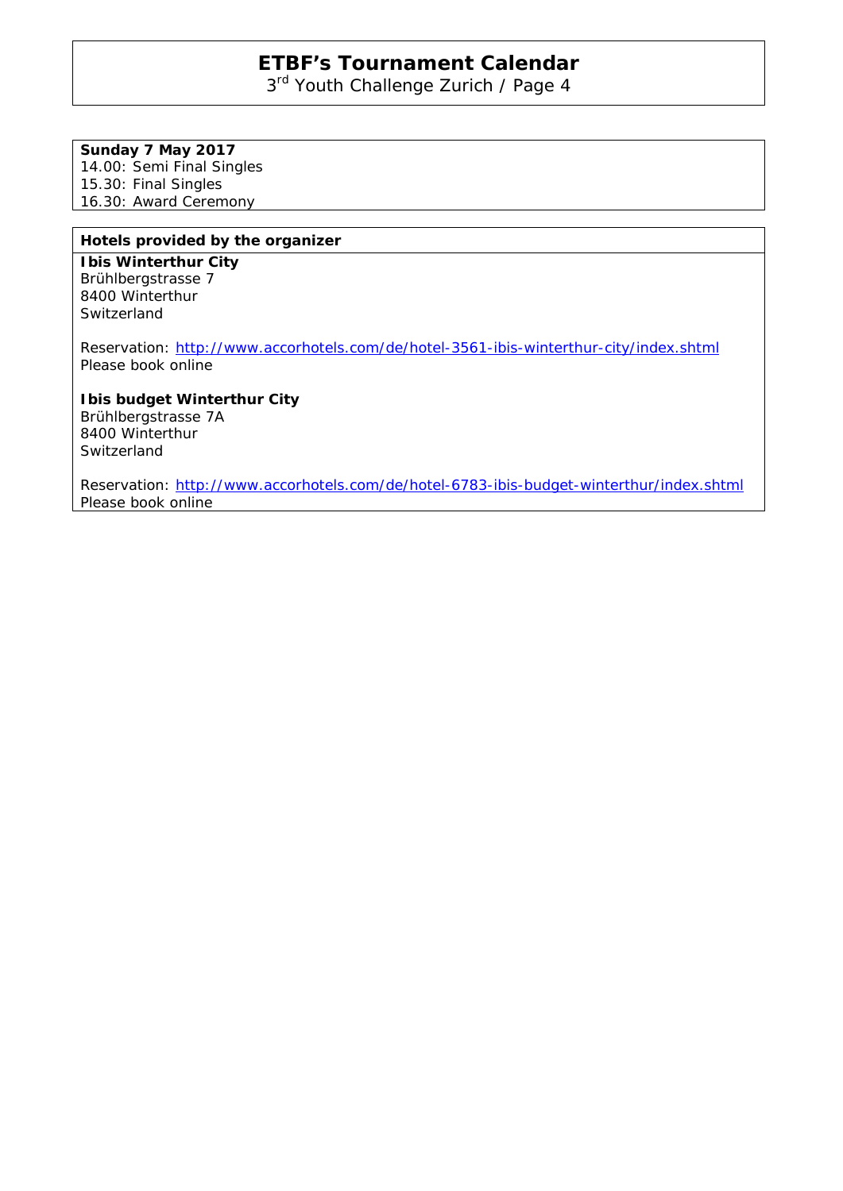**Sunday 7 May 2017**
14.00: Semi Final Singles
15.30: Final Singles
16.30: Award Ceremony

**Hotels provided by the organizer**

**Ibis Winterthur City**
Brühlbergstrasse 7
8400 Winterthur
Switzerland

Reservation: http://www.accorhotels.com/de/hotel-3561-ibis-winterthur-city/index.shtml
Please book online

**Ibis budget Winterthur City**
Brühlbergstrasse 7A
8400 Winterthur
Switzerland

Reservation: http://www.accorhotels.com/de/hotel-6783-ibis-budget-winterthur/index.shtml
Please book online